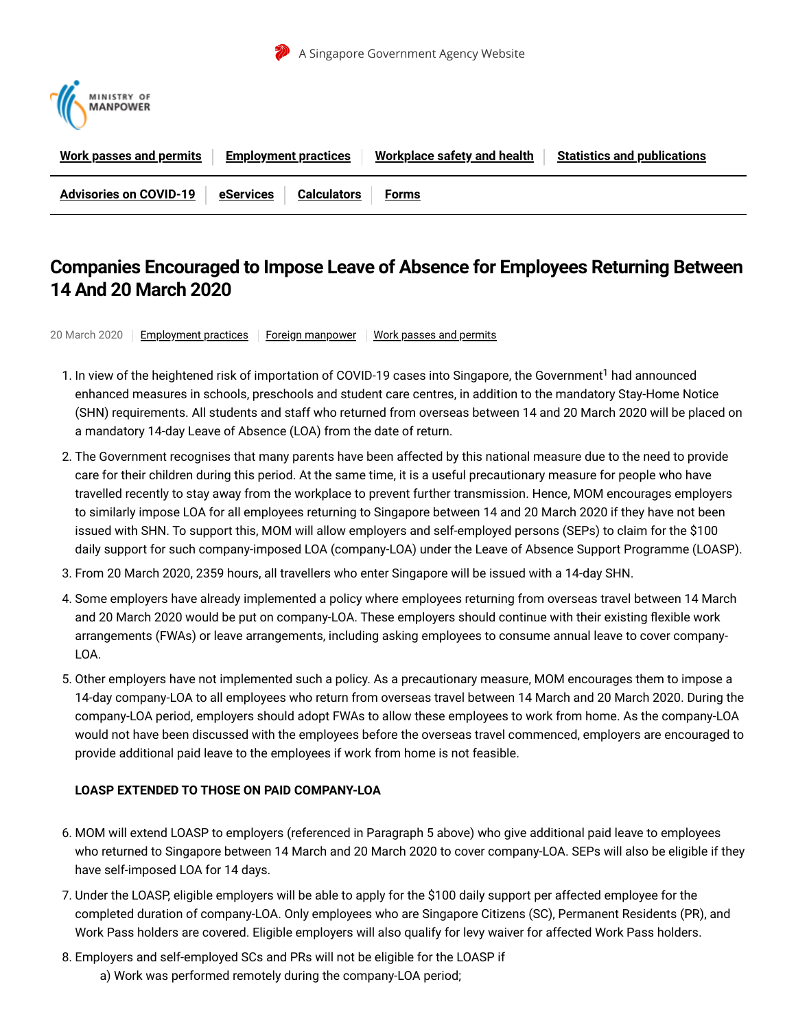A Singapore Government Agency Website

MINISTRY OF MANPOWER

Work passes and permits | Employment practices | Workplace safety and health | Statistics and publications

Advisories on COVID-19 | eServices | Calculators | Forms

# Companies Encouraged to Impose Leave of Absence for Employees Returning Between 14 And 20 March 2020

20 March 2020 | Employment practices | Foreign manpower | Work passes and permits

1. In view of the heightened risk of importation of COVID-19 cases into Singapore, the Government[1] had announced enhanced measures in schools, preschools and student care centres, in addition to the mandatory Stay-Home Notice (SHN) requirements. All students and staff who returned from overseas between 14 and 20 March 2020 will be placed on a mandatory 14-day Leave of Absence (LOA) from the date of return.
2. The Government recognises that many parents have been affected by this national measure due to the need to provide care for their children during this period. At the same time, it is a useful precautionary measure for people who have travelled recently to stay away from the workplace to prevent further transmission. Hence, MOM encourages employers to similarly impose LOA for all employees returning to Singapore between 14 and 20 March 2020 if they have not been issued with SHN. To support this, MOM will allow employers and self-employed persons (SEPs) to claim for the $100 daily support for such company-imposed LOA (company-LOA) under the Leave of Absence Support Programme (LOASP).
3. From 20 March 2020, 2359 hours, all travellers who enter Singapore will be issued with a 14-day SHN.
4. Some employers have already implemented a policy where employees returning from overseas travel between 14 March and 20 March 2020 would be put on company-LOA. These employers should continue with their existing flexible work arrangements (FWAs) or leave arrangements, including asking employees to consume annual leave to cover company-LOA.
5. Other employers have not implemented such a policy. As a precautionary measure, MOM encourages them to impose a 14-day company-LOA to all employees who return from overseas travel between 14 March and 20 March 2020. During the company-LOA period, employers should adopt FWAs to allow these employees to work from home. As the company-LOA would not have been discussed with the employees before the overseas travel commenced, employers are encouraged to provide additional paid leave to the employees if work from home is not feasible.

**LOASP EXTENDED TO THOSE ON PAID COMPANY-LOA**

6. MOM will extend LOASP to employers (referenced in Paragraph 5 above) who give additional paid leave to employees who returned to Singapore between 14 March and 20 March 2020 to cover company-LOA. SEPs will also be eligible if they have self-imposed LOA for 14 days.
7. Under the LOASP, eligible employers will be able to apply for the $100 daily support per affected employee for the completed duration of company-LOA. Only employees who are Singapore Citizens (SC), Permanent Residents (PR), and Work Pass holders are covered. Eligible employers will also qualify for levy waiver for affected Work Pass holders.
8. Employers and self-employed SCs and PRs will not be eligible for the LOASP if
   a) Work was performed remotely during the company-LOA period;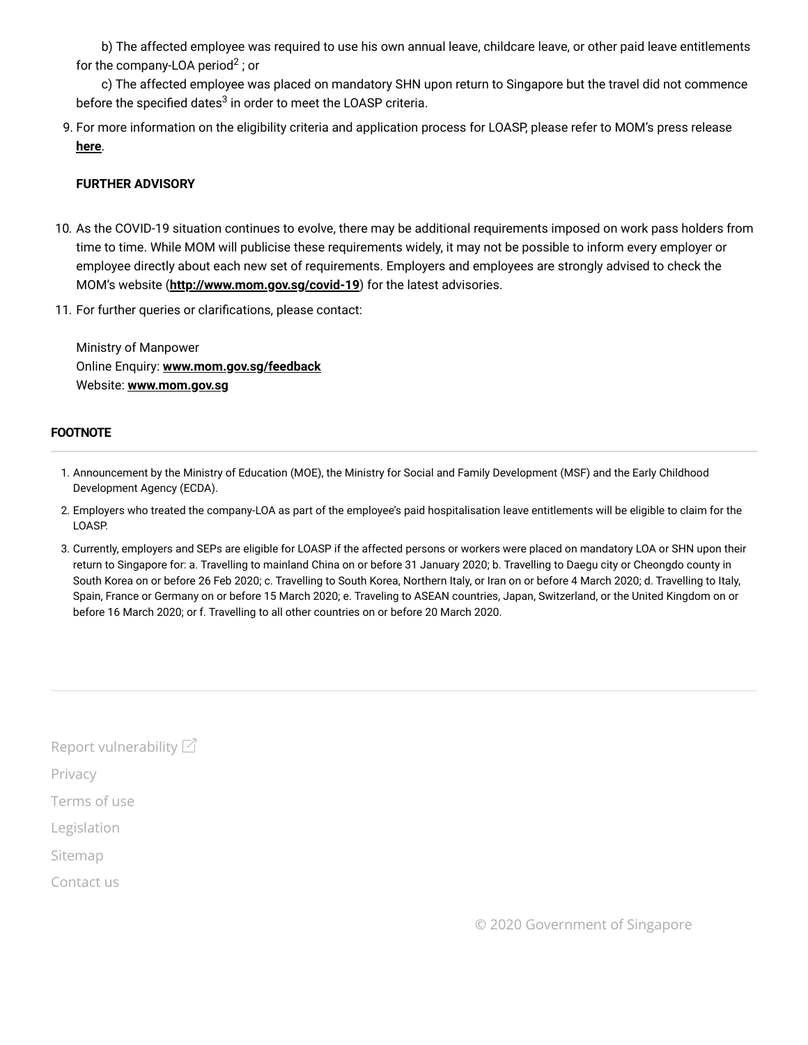b) The affected employee was required to use his own annual leave, childcare leave, or other paid leave entitlements for the company-LOA period[2] ; or

c) The affected employee was placed on mandatory SHN upon return to Singapore but the travel did not commence before the specified dates[3] in order to meet the LOASP criteria.

9. For more information on the eligibility criteria and application process for LOASP, please refer to MOM's press release **here**.

**FURTHER ADVISORY**

10. As the COVID-19 situation continues to evolve, there may be additional requirements imposed on work pass holders from time to time. While MOM will publicise these requirements widely, it may not be possible to inform every employer or employee directly about each new set of requirements. Employers and employees are strongly advised to check the MOM's website (**http://www.mom.gov.sg/covid-19**) for the latest advisories.

11. For further queries or clarifications, please contact:

Ministry of Manpower
Online Enquiry: **www.mom.gov.sg/feedback**
Website: **www.mom.gov.sg**

**FOOTNOTE**

1. Announcement by the Ministry of Education (MOE), the Ministry for Social and Family Development (MSF) and the Early Childhood Development Agency (ECDA).
2. Employers who treated the company-LOA as part of the employee's paid hospitalisation leave entitlements will be eligible to claim for the LOASP.
3. Currently, employers and SEPs are eligible for LOASP if the affected persons or workers were placed on mandatory LOA or SHN upon their return to Singapore for: a. Travelling to mainland China on or before 31 January 2020; b. Travelling to Daegu city or Cheongdo county in South Korea on or before 26 Feb 2020; c. Travelling to South Korea, Northern Italy, or Iran on or before 4 March 2020; d. Travelling to Italy, Spain, France or Germany on or before 15 March 2020; e. Traveling to ASEAN countries, Japan, Switzerland, or the United Kingdom on or before 16 March 2020; or f. Travelling to all other countries on or before 20 March 2020.

Report vulnerability

Privacy

Terms of use

Legislation

Sitemap

Contact us

© 2020 Government of Singapore